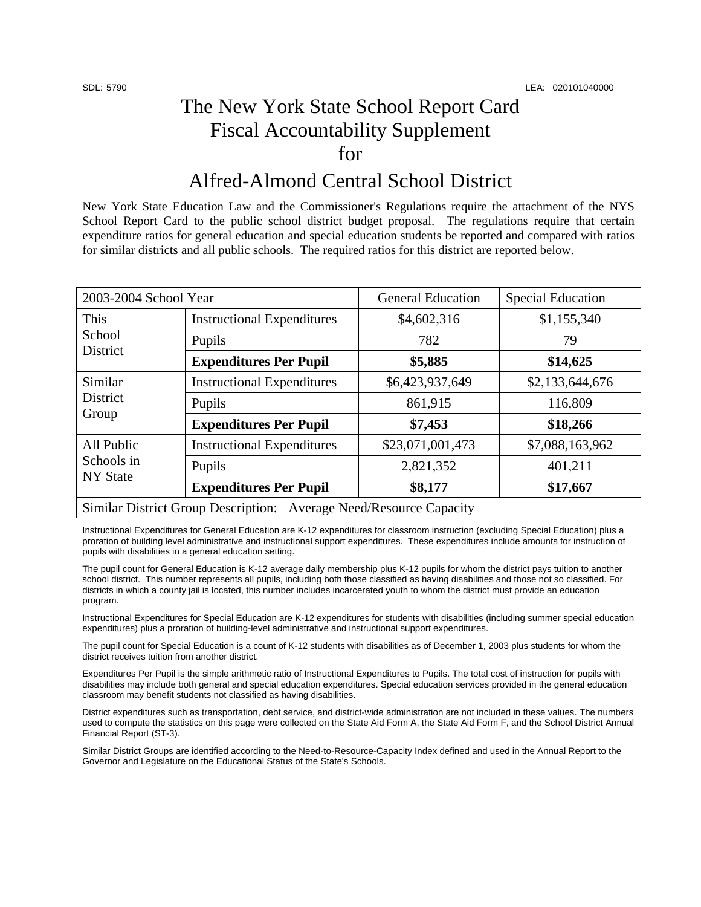SDL: 5790 LEA: 020101040000

# The New York State School Report Card Fiscal Accountability Supplement for

# Alfred-Almond Central School District

New York State Education Law and the Commissioner's Regulations require the attachment of the NYS School Report Card to the public school district budget proposal. The regulations require that certain expenditure ratios for general education and special education students be reported and compared with ratios for similar districts and all public schools. The required ratios for this district are reported below.

| 2003-2004 School Year | | General Education | Special Education |
|---|---|---|---|
| This School District | Instructional Expenditures | $4,602,316 | $1,155,340 |
| | Pupils | 782 | 79 |
| | **Expenditures Per Pupil** | **$5,885** | **$14,625** |
| Similar District Group | Instructional Expenditures | $6,423,937,649 | $2,133,644,676 |
| | Pupils | 861,915 | 116,809 |
| | **Expenditures Per Pupil** | **$7,453** | **$18,266** |
| All Public Schools in NY State | Instructional Expenditures | $23,071,001,473 | $7,088,163,962 |
| | Pupils | 2,821,352 | 401,211 |
| | **Expenditures Per Pupil** | **$8,177** | **$17,667** |
| Similar District Group Description: Average Need/Resource Capacity | | | |

Instructional Expenditures for General Education are K-12 expenditures for classroom instruction (excluding Special Education) plus a proration of building level administrative and instructional support expenditures. These expenditures include amounts for instruction of pupils with disabilities in a general education setting.

The pupil count for General Education is K-12 average daily membership plus K-12 pupils for whom the district pays tuition to another school district. This number represents all pupils, including both those classified as having disabilities and those not so classified. For districts in which a county jail is located, this number includes incarcerated youth to whom the district must provide an education program.

Instructional Expenditures for Special Education are K-12 expenditures for students with disabilities (including summer special education expenditures) plus a proration of building-level administrative and instructional support expenditures.

The pupil count for Special Education is a count of K-12 students with disabilities as of December 1, 2003 plus students for whom the district receives tuition from another district.

Expenditures Per Pupil is the simple arithmetic ratio of Instructional Expenditures to Pupils. The total cost of instruction for pupils with disabilities may include both general and special education expenditures. Special education services provided in the general education classroom may benefit students not classified as having disabilities.

District expenditures such as transportation, debt service, and district-wide administration are not included in these values. The numbers used to compute the statistics on this page were collected on the State Aid Form A, the State Aid Form F, and the School District Annual Financial Report (ST-3).

Similar District Groups are identified according to the Need-to-Resource-Capacity Index defined and used in the Annual Report to the Governor and Legislature on the Educational Status of the State's Schools.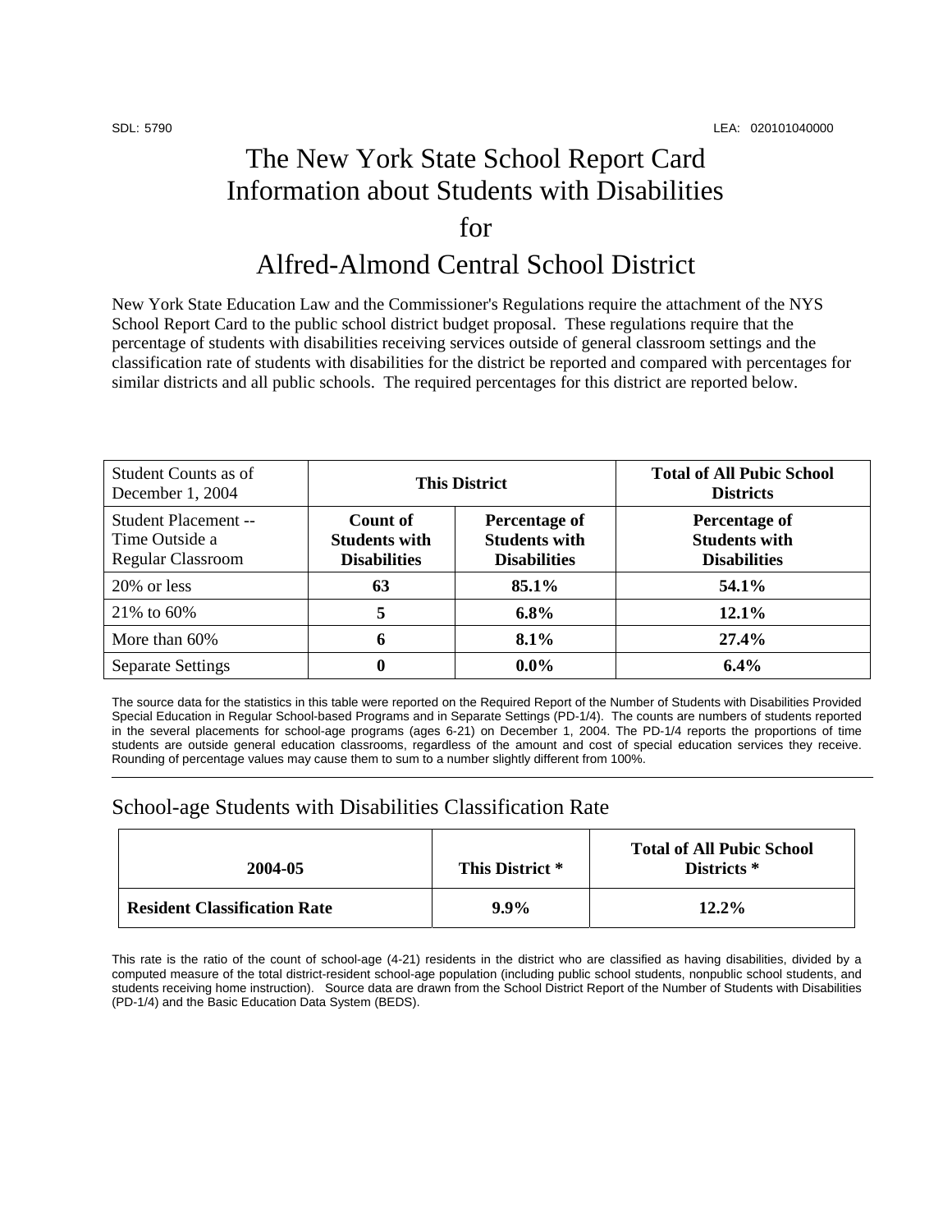SDL: 5790 LEA: 020101040000

# The New York State School Report Card Information about Students with Disabilities for Alfred-Almond Central School District

New York State Education Law and the Commissioner's Regulations require the attachment of the NYS School Report Card to the public school district budget proposal. These regulations require that the percentage of students with disabilities receiving services outside of general classroom settings and the classification rate of students with disabilities for the district be reported and compared with percentages for similar districts and all public schools. The required percentages for this district are reported below.

| Student Counts as of December 1, 2004 | **This District** | | **Total of All Pubic School Districts** |
|---|---|---|---|
| Student Placement -- Time Outside a Regular Classroom | **Count of Students with Disabilities** | **Percentage of Students with Disabilities** | **Percentage of Students with Disabilities** |
| 20% or less | **63** | **85.1%** | **54.1%** |
| 21% to 60% | **5** | **6.8%** | **12.1%** |
| More than 60% | **6** | **8.1%** | **27.4%** |
| Separate Settings | **0** | **0.0%** | **6.4%** |

The source data for the statistics in this table were reported on the Required Report of the Number of Students with Disabilities Provided Special Education in Regular School-based Programs and in Separate Settings (PD-1/4). The counts are numbers of students reported in the several placements for school-age programs (ages 6-21) on December 1, 2004. The PD-1/4 reports the proportions of time students are outside general education classrooms, regardless of the amount and cost of special education services they receive. Rounding of percentage values may cause them to sum to a number slightly different from 100%.

## School-age Students with Disabilities Classification Rate

| **2004-05** | **This District *** | **Total of All Pubic School Districts *** |
|---|---|---|
| **Resident Classification Rate** | **9.9%** | **12.2%** |

This rate is the ratio of the count of school-age (4-21) residents in the district who are classified as having disabilities, divided by a computed measure of the total district-resident school-age population (including public school students, nonpublic school students, and students receiving home instruction). Source data are drawn from the School District Report of the Number of Students with Disabilities (PD-1/4) and the Basic Education Data System (BEDS).